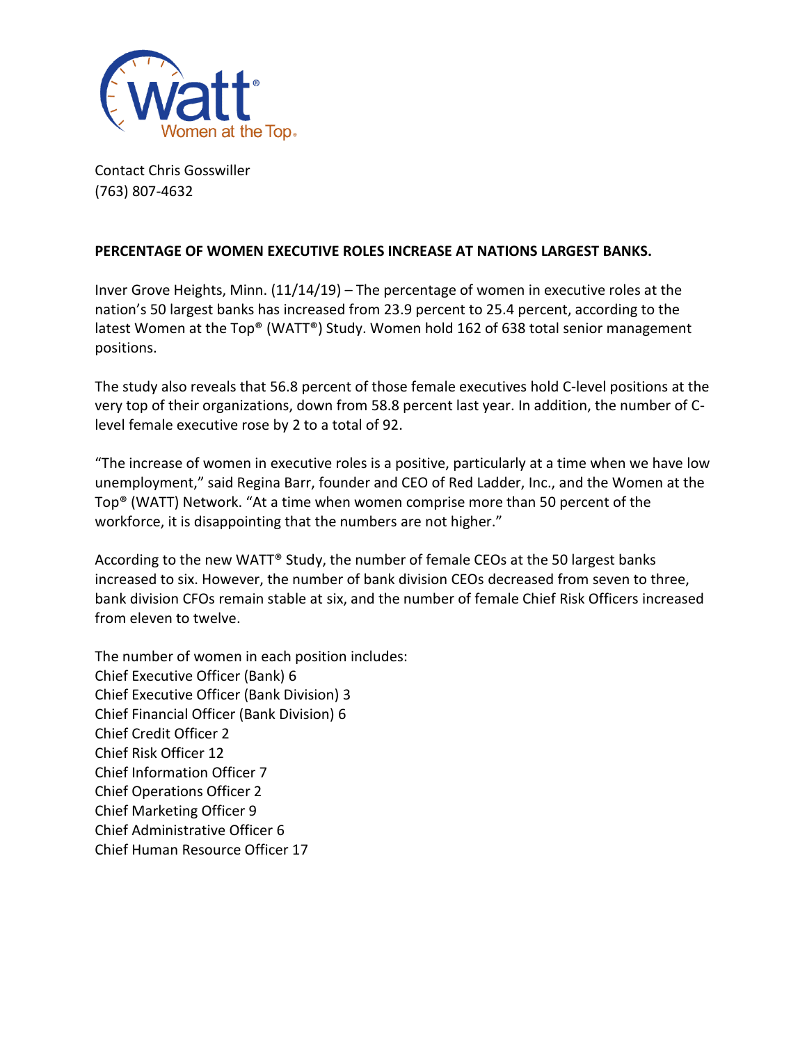Contact Chris Gosswiller
(763) 807-4632

**PERCENTAGE OF WOMEN EXECUTIVE ROLES INCREASE AT NATIONS LARGEST BANKS.**

Inver Grove Heights, Minn. (11/14/19) – The percentage of women in executive roles at the nation's 50 largest banks has increased from 23.9 percent to 25.4 percent, according to the latest Women at the Top® (WATT®) Study. Women hold 162 of 638 total senior management positions.

The study also reveals that 56.8 percent of those female executives hold C-level positions at the very top of their organizations, down from 58.8 percent last year. In addition, the number of C-level female executive rose by 2 to a total of 92.

"The increase of women in executive roles is a positive, particularly at a time when we have low unemployment," said Regina Barr, founder and CEO of Red Ladder, Inc., and the Women at the Top® (WATT) Network. "At a time when women comprise more than 50 percent of the workforce, it is disappointing that the numbers are not higher."

According to the new WATT® Study, the number of female CEOs at the 50 largest banks increased to six. However, the number of bank division CEOs decreased from seven to three, bank division CFOs remain stable at six, and the number of female Chief Risk Officers increased from eleven to twelve.

The number of women in each position includes:
Chief Executive Officer (Bank) 6
Chief Executive Officer (Bank Division) 3
Chief Financial Officer (Bank Division) 6
Chief Credit Officer 2
Chief Risk Officer 12
Chief Information Officer 7
Chief Operations Officer 2
Chief Marketing Officer 9
Chief Administrative Officer 6
Chief Human Resource Officer 17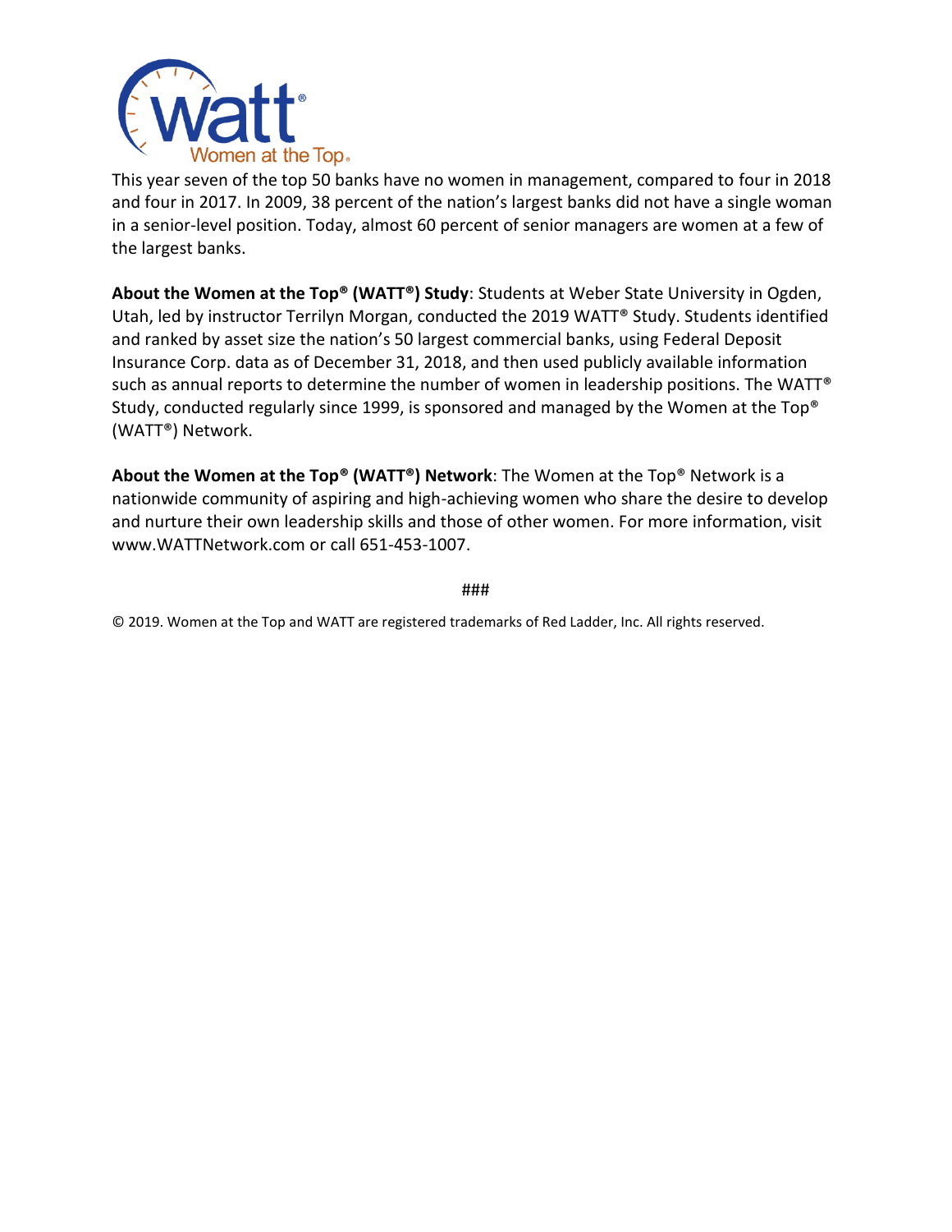This year seven of the top 50 banks have no women in management, compared to four in 2018 and four in 2017. In 2009, 38 percent of the nation's largest banks did not have a single woman in a senior-level position. Today, almost 60 percent of senior managers are women at a few of the largest banks.

**About the Women at the Top® (WATT®) Study**: Students at Weber State University in Ogden, Utah, led by instructor Terrilyn Morgan, conducted the 2019 WATT® Study. Students identified and ranked by asset size the nation's 50 largest commercial banks, using Federal Deposit Insurance Corp. data as of December 31, 2018, and then used publicly available information such as annual reports to determine the number of women in leadership positions. The WATT® Study, conducted regularly since 1999, is sponsored and managed by the Women at the Top® (WATT®) Network.

**About the Women at the Top® (WATT®) Network**: The Women at the Top® Network is a nationwide community of aspiring and high-achieving women who share the desire to develop and nurture their own leadership skills and those of other women. For more information, visit www.WATTNetwork.com or call 651-453-1007.

###

© 2019. Women at the Top and WATT are registered trademarks of Red Ladder, Inc. All rights reserved.